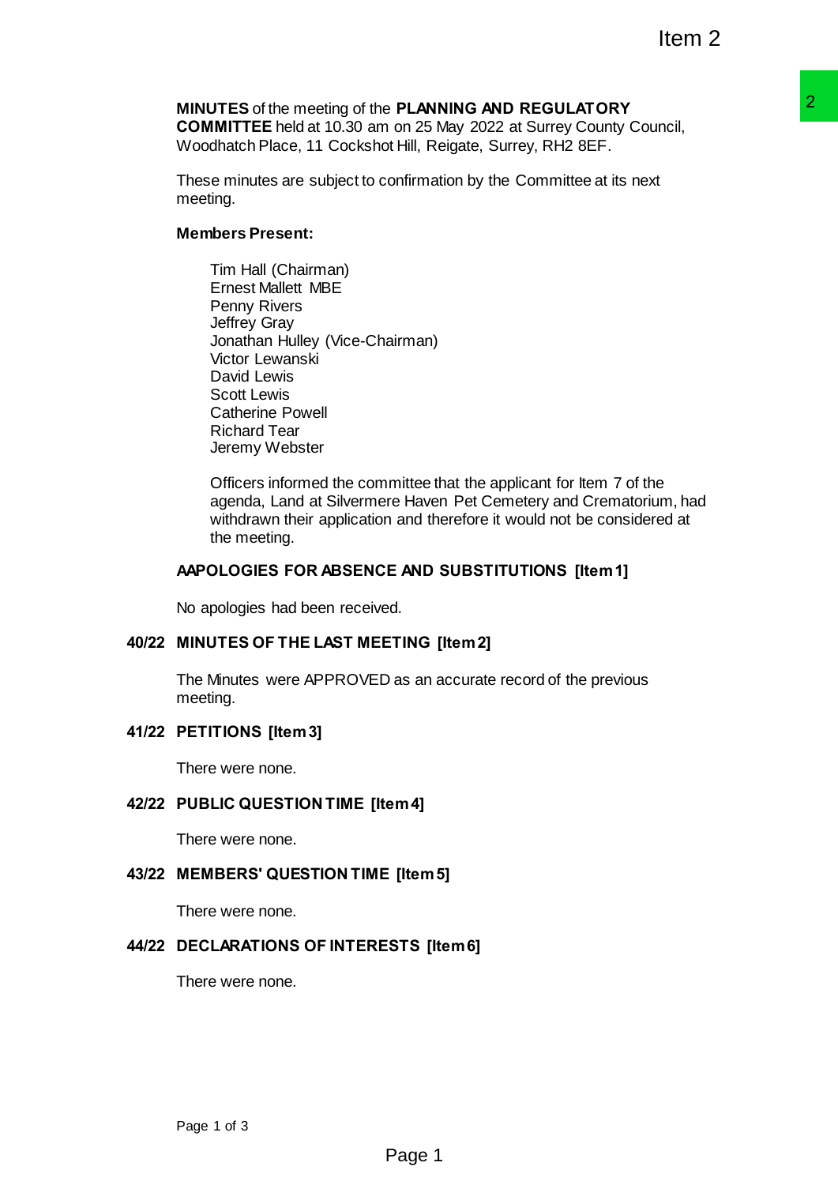**MINUTES** of the meeting of the **PLANNING AND REGULATORY COMMITTEE** held at 10.30 am on 25 May 2022 at Surrey County Council, Woodhatch Place, 11 Cockshot Hill, Reigate, Surrey, RH2 8EF.

These minutes are subject to confirmation by the Committee at its next meeting.

**Members Present:**

Tim Hall (Chairman)
Ernest Mallett MBE
Penny Rivers
Jeffrey Gray
Jonathan Hulley (Vice-Chairman)
Victor Lewanski
David Lewis
Scott Lewis
Catherine Powell
Richard Tear
Jeremy Webster

Officers informed the committee that the applicant for Item 7 of the agenda, Land at Silvermere Haven Pet Cemetery and Crematorium, had withdrawn their application and therefore it would not be considered at the meeting.

## AAPOLOGIES FOR ABSENCE AND SUBSTITUTIONS [Item 1]

No apologies had been received.

## 40/22 MINUTES OF THE LAST MEETING [Item 2]

The Minutes were APPROVED as an accurate record of the previous meeting.

## 41/22 PETITIONS [Item 3]

There were none.

## 42/22 PUBLIC QUESTION TIME [Item 4]

There were none.

## 43/22 MEMBERS' QUESTION TIME [Item 5]

There were none.

## 44/22 DECLARATIONS OF INTERESTS [Item 6]

There were none.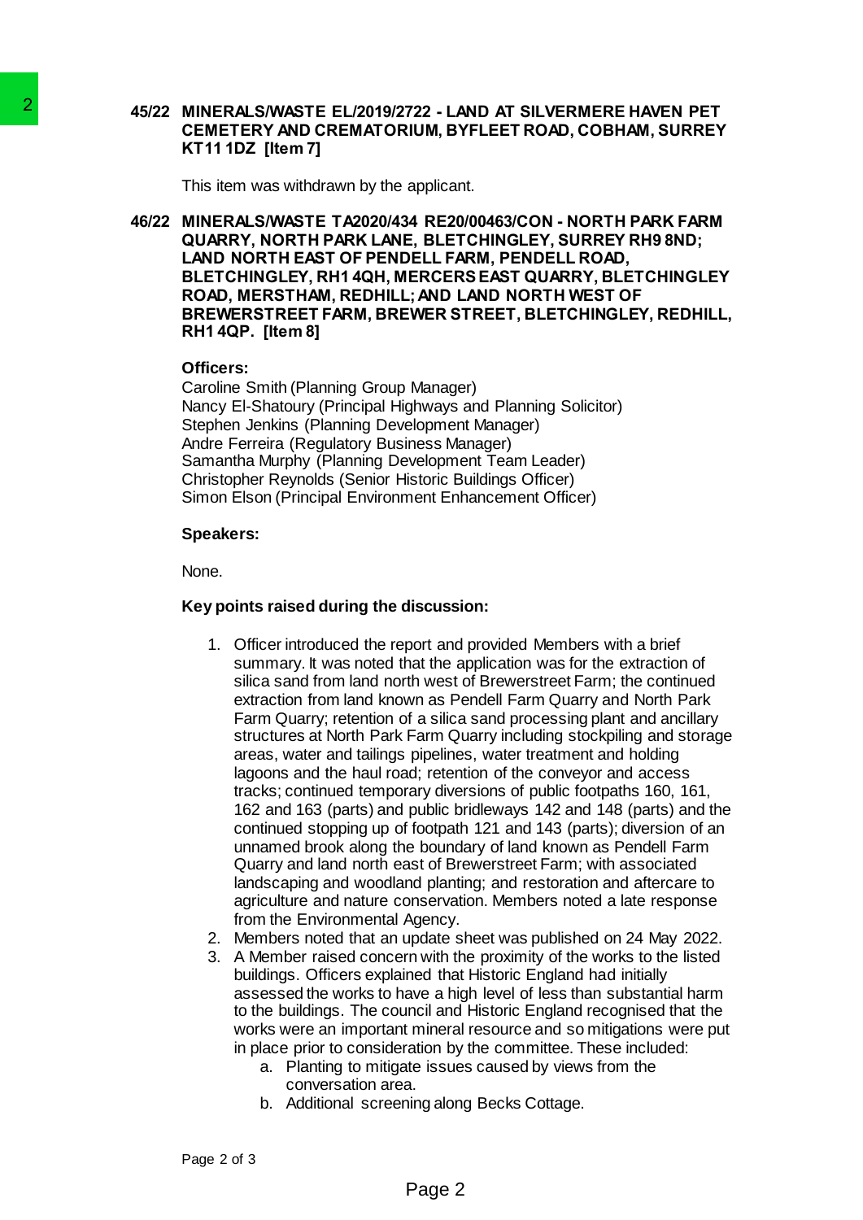**45/22 MINERALS/WASTE EL/2019/2722 - LAND AT SILVERMERE HAVEN PET CEMETERY AND CREMATORIUM, BYFLEET ROAD, COBHAM, SURREY KT11 1DZ [Item 7]**

This item was withdrawn by the applicant.

**46/22 MINERALS/WASTE TA2020/434 RE20/00463/CON - NORTH PARK FARM QUARRY, NORTH PARK LANE, BLETCHINGLEY, SURREY RH9 8ND; LAND NORTH EAST OF PENDELL FARM, PENDELL ROAD, BLETCHINGLEY, RH1 4QH, MERCERS EAST QUARRY, BLETCHINGLEY ROAD, MERSTHAM, REDHILL; AND LAND NORTH WEST OF BREWERSTREET FARM, BREWER STREET, BLETCHINGLEY, REDHILL, RH1 4QP. [Item 8]**

**Officers:**

Caroline Smith (Planning Group Manager)
Nancy El-Shatoury (Principal Highways and Planning Solicitor)
Stephen Jenkins (Planning Development Manager)
Andre Ferreira (Regulatory Business Manager)
Samantha Murphy (Planning Development Team Leader)
Christopher Reynolds (Senior Historic Buildings Officer)
Simon Elson (Principal Environment Enhancement Officer)

**Speakers:**

None.

**Key points raised during the discussion:**

1. Officer introduced the report and provided Members with a brief summary. It was noted that the application was for the extraction of silica sand from land north west of Brewerstreet Farm; the continued extraction from land known as Pendell Farm Quarry and North Park Farm Quarry; retention of a silica sand processing plant and ancillary structures at North Park Farm Quarry including stockpiling and storage areas, water and tailings pipelines, water treatment and holding lagoons and the haul road; retention of the conveyor and access tracks; continued temporary diversions of public footpaths 160, 161, 162 and 163 (parts) and public bridleways 142 and 148 (parts) and the continued stopping up of footpath 121 and 143 (parts); diversion of an unnamed brook along the boundary of land known as Pendell Farm Quarry and land north east of Brewerstreet Farm; with associated landscaping and woodland planting; and restoration and aftercare to agriculture and nature conservation. Members noted a late response from the Environmental Agency.
2. Members noted that an update sheet was published on 24 May 2022.
3. A Member raised concern with the proximity of the works to the listed buildings. Officers explained that Historic England had initially assessed the works to have a high level of less than substantial harm to the buildings. The council and Historic England recognised that the works were an important mineral resource and so mitigations were put in place prior to consideration by the committee. These included:
   a. Planting to mitigate issues caused by views from the conversation area.
   b. Additional screening along Becks Cottage.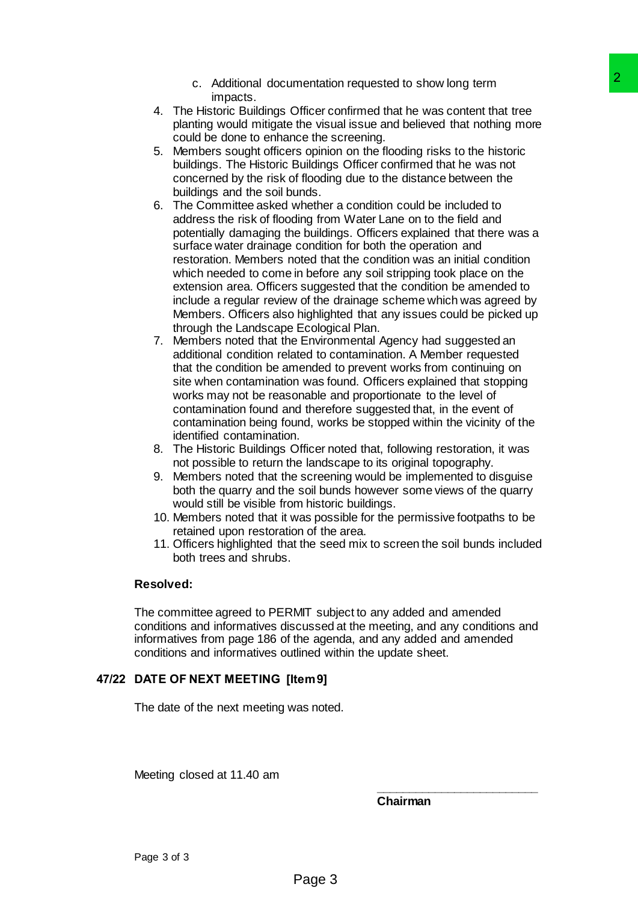c. Additional documentation requested to show long term impacts.

4. The Historic Buildings Officer confirmed that he was content that tree planting would mitigate the visual issue and believed that nothing more could be done to enhance the screening.
5. Members sought officers opinion on the flooding risks to the historic buildings. The Historic Buildings Officer confirmed that he was not concerned by the risk of flooding due to the distance between the buildings and the soil bunds.
6. The Committee asked whether a condition could be included to address the risk of flooding from Water Lane on to the field and potentially damaging the buildings. Officers explained that there was a surface water drainage condition for both the operation and restoration. Members noted that the condition was an initial condition which needed to come in before any soil stripping took place on the extension area. Officers suggested that the condition be amended to include a regular review of the drainage scheme which was agreed by Members. Officers also highlighted that any issues could be picked up through the Landscape Ecological Plan.
7. Members noted that the Environmental Agency had suggested an additional condition related to contamination. A Member requested that the condition be amended to prevent works from continuing on site when contamination was found. Officers explained that stopping works may not be reasonable and proportionate to the level of contamination found and therefore suggested that, in the event of contamination being found, works be stopped within the vicinity of the identified contamination.
8. The Historic Buildings Officer noted that, following restoration, it was not possible to return the landscape to its original topography.
9. Members noted that the screening would be implemented to disguise both the quarry and the soil bunds however some views of the quarry would still be visible from historic buildings.
10. Members noted that it was possible for the permissive footpaths to be retained upon restoration of the area.
11. Officers highlighted that the seed mix to screen the soil bunds included both trees and shrubs.

**Resolved:**

The committee agreed to PERMIT subject to any added and amended conditions and informatives discussed at the meeting, and any conditions and informatives from page 186 of the agenda, and any added and amended conditions and informatives outlined within the update sheet.

**47/22 DATE OF NEXT MEETING [Item 9]**

The date of the next meeting was noted.

Meeting closed at 11.40 am

\_\_\_\_\_\_\_\_\_\_\_\_\_\_\_\_\_\_\_\_\_\_\_\_\_

**Chairman**